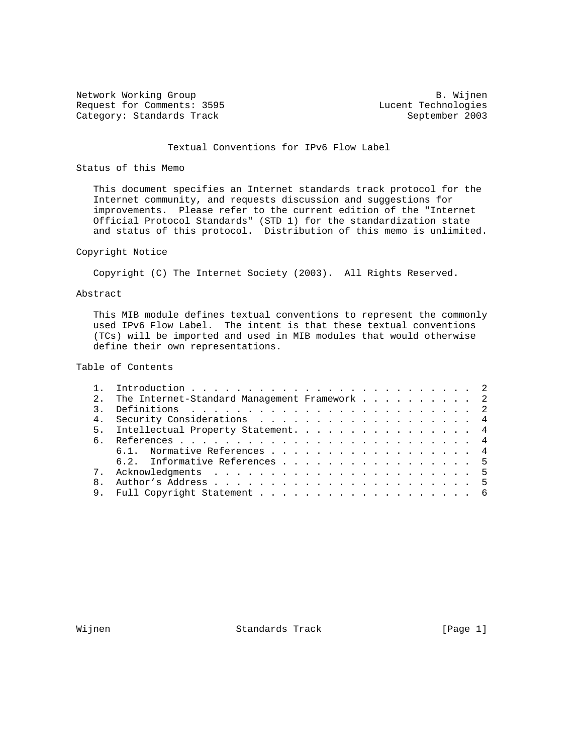Network Working Group B. Wijnen
Request for Comments: 3595 Lucent Technologies
Category: Standards Track September 2003

# Textual Conventions for IPv6 Flow Label

## Status of this Memo

This document specifies an Internet standards track protocol for the Internet community, and requests discussion and suggestions for improvements. Please refer to the current edition of the "Internet Official Protocol Standards" (STD 1) for the standardization state and status of this protocol. Distribution of this memo is unlimited.

## Copyright Notice

Copyright (C) The Internet Society (2003). All Rights Reserved.

## Abstract

This MIB module defines textual conventions to represent the commonly used IPv6 Flow Label. The intent is that these textual conventions (TCs) will be imported and used in MIB modules that would otherwise define their own representations.

## Table of Contents

```
1. Introduction . . . . . . . . . . . . . . . . . . . . . . . . .  2
2. The Internet-Standard Management Framework . . . . . . . . . .  2
3. Definitions  . . . . . . . . . . . . . . . . . . . . . . . . .  2
4. Security Considerations  . . . . . . . . . . . . . . . . . . .  4
5. Intellectual Property Statement. . . . . . . . . . . . . . . .  4
6. References . . . . . . . . . . . . . . . . . . . . . . . . . .  4
   6.1.  Normative References . . . . . . . . . . . . . . . . . .  4
   6.2.  Informative References . . . . . . . . . . . . . . . . .  5
7. Acknowledgments  . . . . . . . . . . . . . . . . . . . . . . .  5
8. Author's Address . . . . . . . . . . . . . . . . . . . . . . .  5
9. Full Copyright Statement . . . . . . . . . . . . . . . . . . .  6
```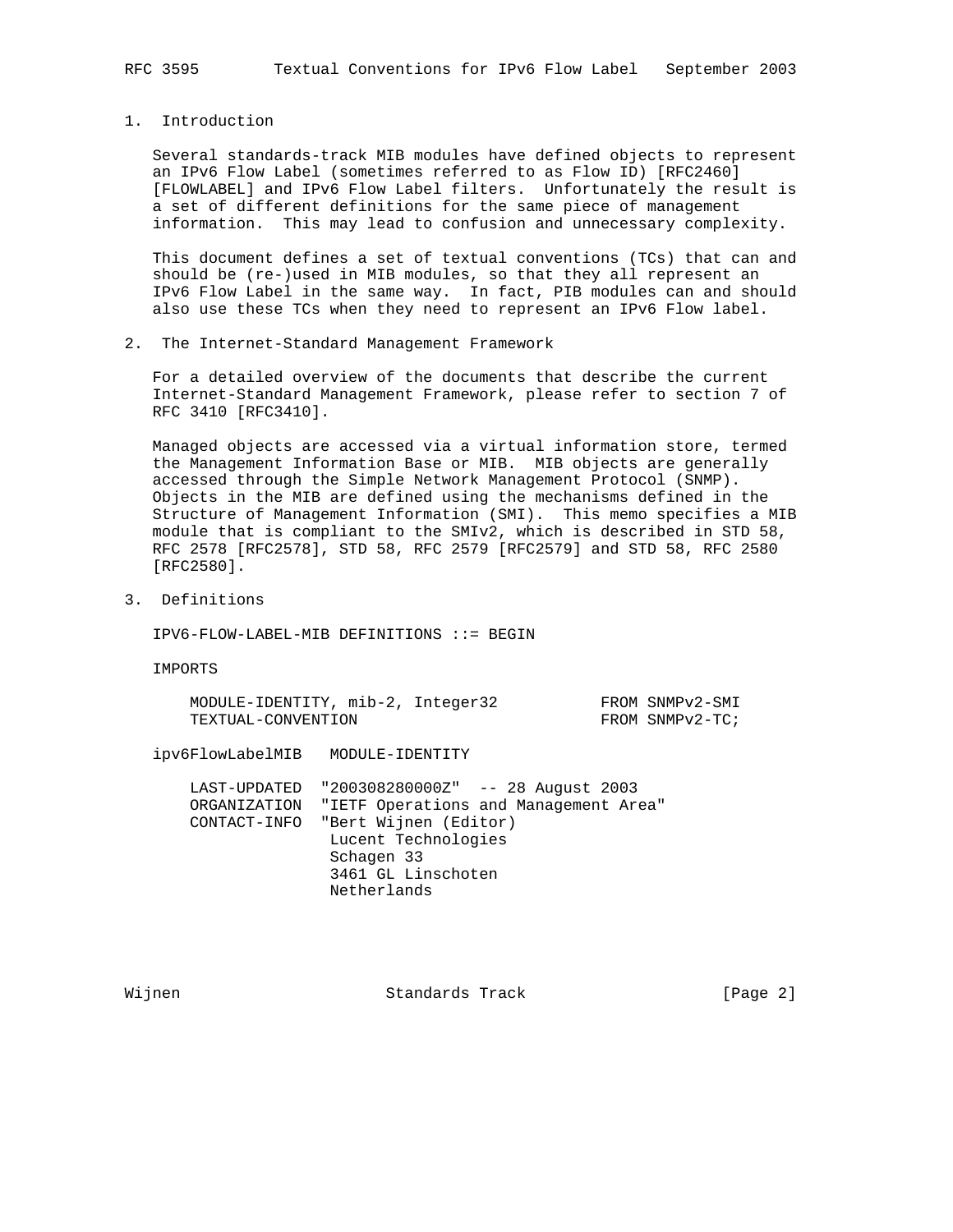## 1. Introduction

Several standards-track MIB modules have defined objects to represent an IPv6 Flow Label (sometimes referred to as Flow ID) [RFC2460] [FLOWLABEL] and IPv6 Flow Label filters. Unfortunately the result is a set of different definitions for the same piece of management information. This may lead to confusion and unnecessary complexity.

This document defines a set of textual conventions (TCs) that can and should be (re-)used in MIB modules, so that they all represent an IPv6 Flow Label in the same way. In fact, PIB modules can and should also use these TCs when they need to represent an IPv6 Flow label.

## 2. The Internet-Standard Management Framework

For a detailed overview of the documents that describe the current Internet-Standard Management Framework, please refer to section 7 of RFC 3410 [RFC3410].

Managed objects are accessed via a virtual information store, termed the Management Information Base or MIB. MIB objects are generally accessed through the Simple Network Management Protocol (SNMP). Objects in the MIB are defined using the mechanisms defined in the Structure of Management Information (SMI). This memo specifies a MIB module that is compliant to the SMIv2, which is described in STD 58, RFC 2578 [RFC2578], STD 58, RFC 2579 [RFC2579] and STD 58, RFC 2580 [RFC2580].

## 3. Definitions

```
IPV6-FLOW-LABEL-MIB DEFINITIONS ::= BEGIN

IMPORTS

    MODULE-IDENTITY, mib-2, Integer32          FROM SNMPv2-SMI
    TEXTUAL-CONVENTION                         FROM SNMPv2-TC;

ipv6FlowLabelMIB   MODULE-IDENTITY

    LAST-UPDATED  "200308280000Z"  -- 28 August 2003
    ORGANIZATION  "IETF Operations and Management Area"
    CONTACT-INFO  "Bert Wijnen (Editor)
                   Lucent Technologies
                   Schagen 33
                   3461 GL Linschoten
                   Netherlands
```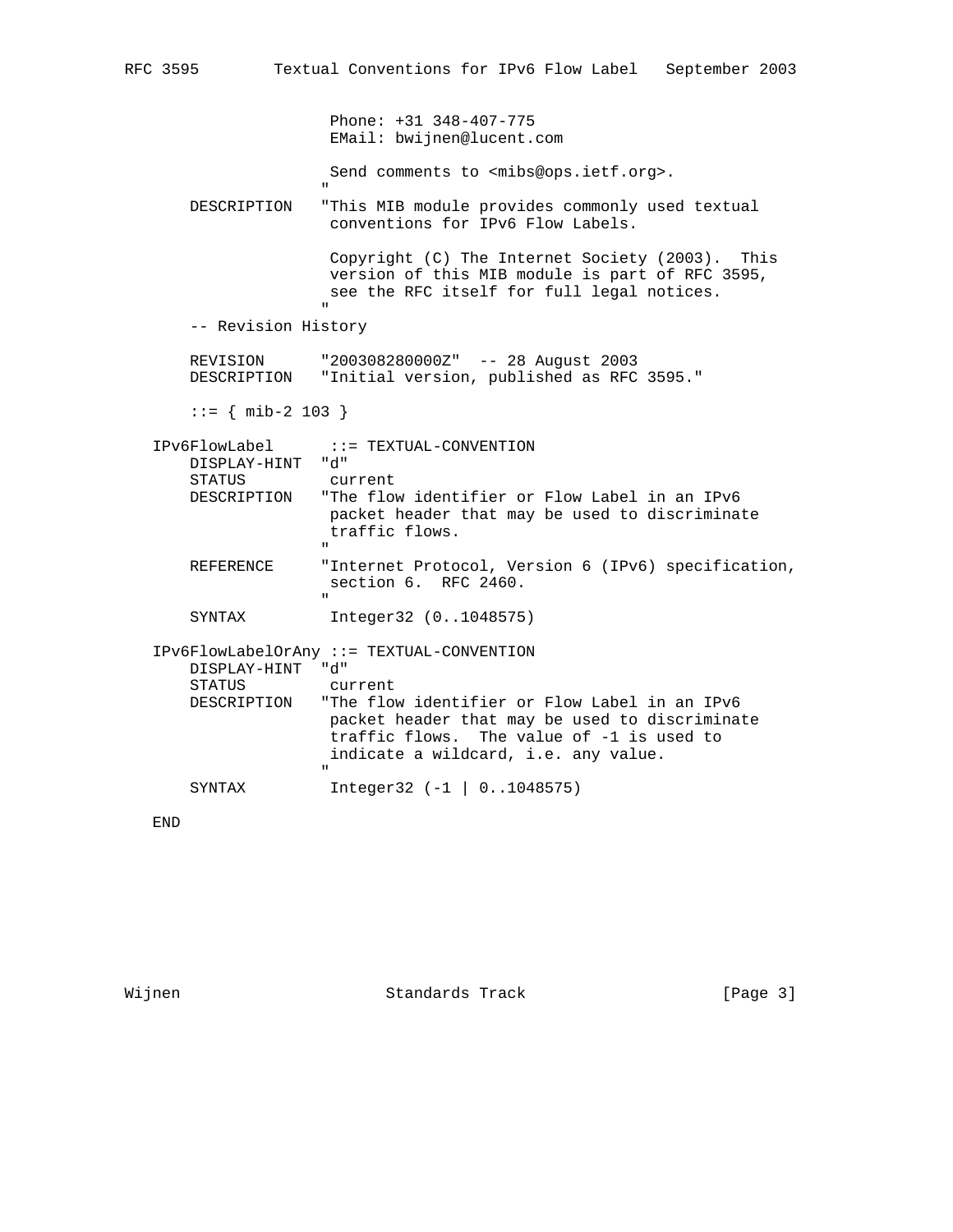```
                    Phone: +31 348-407-775
                    EMail: bwijnen@lucent.com

                    Send comments to <mibs@ops.ietf.org>.
                   "
      DESCRIPTION   "This MIB module provides commonly used textual
                    conventions for IPv6 Flow Labels.

                    Copyright (C) The Internet Society (2003).  This
                    version of this MIB module is part of RFC 3595,
                    see the RFC itself for full legal notices.
                   "
      -- Revision History

      REVISION      "200308280000Z"  -- 28 August 2003
      DESCRIPTION   "Initial version, published as RFC 3595."

      ::= { mib-2 103 }

   IPv6FlowLabel      ::= TEXTUAL-CONVENTION
       DISPLAY-HINT  "d"
       STATUS         current
       DESCRIPTION   "The flow identifier or Flow Label in an IPv6
                      packet header that may be used to discriminate
                      traffic flows.
                     "
       REFERENCE     "Internet Protocol, Version 6 (IPv6) specification,
                      section 6.  RFC 2460.
                     "
       SYNTAX         Integer32 (0..1048575)

   IPv6FlowLabelOrAny ::= TEXTUAL-CONVENTION
       DISPLAY-HINT  "d"
       STATUS         current
       DESCRIPTION   "The flow identifier or Flow Label in an IPv6
                      packet header that may be used to discriminate
                      traffic flows.  The value of -1 is used to
                      indicate a wildcard, i.e. any value.
                     "
       SYNTAX         Integer32 (-1 | 0..1048575)

   END
```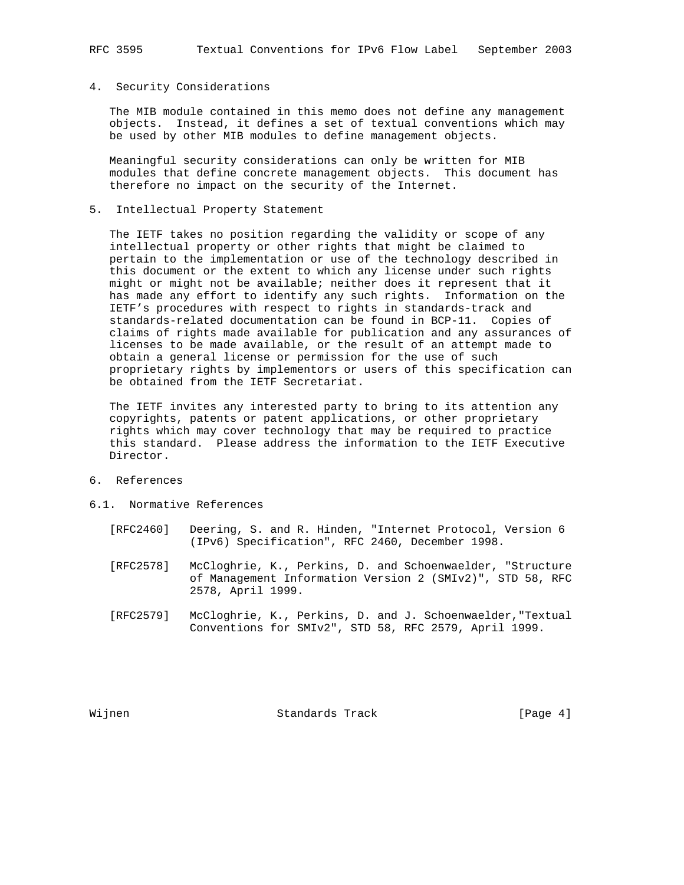## 4. Security Considerations

The MIB module contained in this memo does not define any management objects. Instead, it defines a set of textual conventions which may be used by other MIB modules to define management objects.

Meaningful security considerations can only be written for MIB modules that define concrete management objects. This document has therefore no impact on the security of the Internet.

## 5. Intellectual Property Statement

The IETF takes no position regarding the validity or scope of any intellectual property or other rights that might be claimed to pertain to the implementation or use of the technology described in this document or the extent to which any license under such rights might or might not be available; neither does it represent that it has made any effort to identify any such rights. Information on the IETF's procedures with respect to rights in standards-track and standards-related documentation can be found in BCP-11. Copies of claims of rights made available for publication and any assurances of licenses to be made available, or the result of an attempt made to obtain a general license or permission for the use of such proprietary rights by implementors or users of this specification can be obtained from the IETF Secretariat.

The IETF invites any interested party to bring to its attention any copyrights, patents or patent applications, or other proprietary rights which may cover technology that may be required to practice this standard. Please address the information to the IETF Executive Director.

## 6. References

### 6.1. Normative References

[RFC2460] Deering, S. and R. Hinden, "Internet Protocol, Version 6 (IPv6) Specification", RFC 2460, December 1998.

[RFC2578] McCloghrie, K., Perkins, D. and Schoenwaelder, "Structure of Management Information Version 2 (SMIv2)", STD 58, RFC 2578, April 1999.

[RFC2579] McCloghrie, K., Perkins, D. and J. Schoenwaelder,"Textual Conventions for SMIv2", STD 58, RFC 2579, April 1999.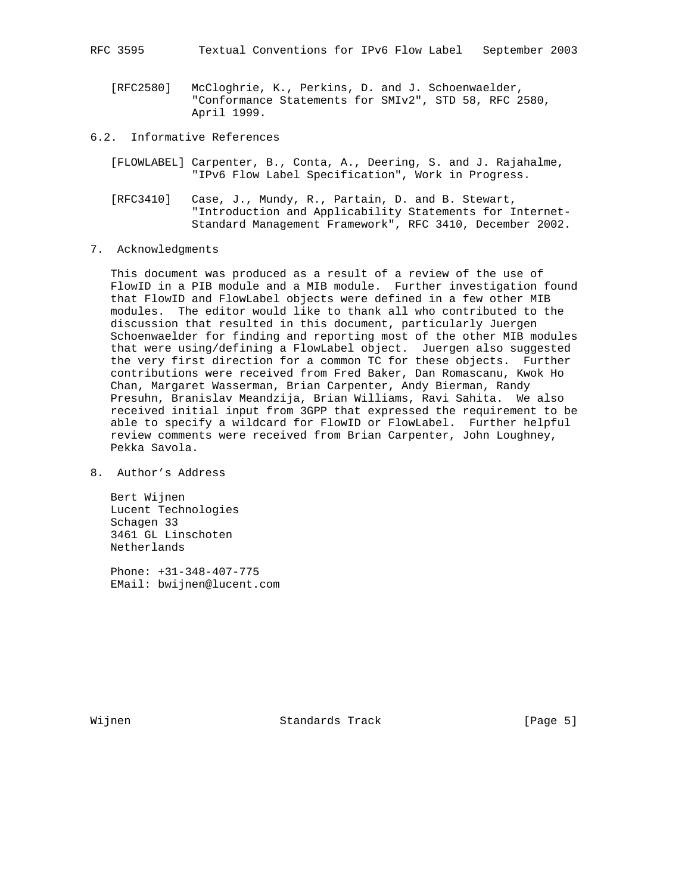[RFC2580] McCloghrie, K., Perkins, D. and J. Schoenwaelder, "Conformance Statements for SMIv2", STD 58, RFC 2580, April 1999.

## 6.2. Informative References

[FLOWLABEL] Carpenter, B., Conta, A., Deering, S. and J. Rajahalme, "IPv6 Flow Label Specification", Work in Progress.

[RFC3410] Case, J., Mundy, R., Partain, D. and B. Stewart, "Introduction and Applicability Statements for Internet-Standard Management Framework", RFC 3410, December 2002.

# 7. Acknowledgments

This document was produced as a result of a review of the use of FlowID in a PIB module and a MIB module. Further investigation found that FlowID and FlowLabel objects were defined in a few other MIB modules. The editor would like to thank all who contributed to the discussion that resulted in this document, particularly Juergen Schoenwaelder for finding and reporting most of the other MIB modules that were using/defining a FlowLabel object. Juergen also suggested the very first direction for a common TC for these objects. Further contributions were received from Fred Baker, Dan Romascanu, Kwok Ho Chan, Margaret Wasserman, Brian Carpenter, Andy Bierman, Randy Presuhn, Branislav Meandzija, Brian Williams, Ravi Sahita. We also received initial input from 3GPP that expressed the requirement to be able to specify a wildcard for FlowID or FlowLabel. Further helpful review comments were received from Brian Carpenter, John Loughney, Pekka Savola.

# 8. Author's Address

Bert Wijnen
Lucent Technologies
Schagen 33
3461 GL Linschoten
Netherlands

Phone: +31-348-407-775
EMail: bwijnen@lucent.com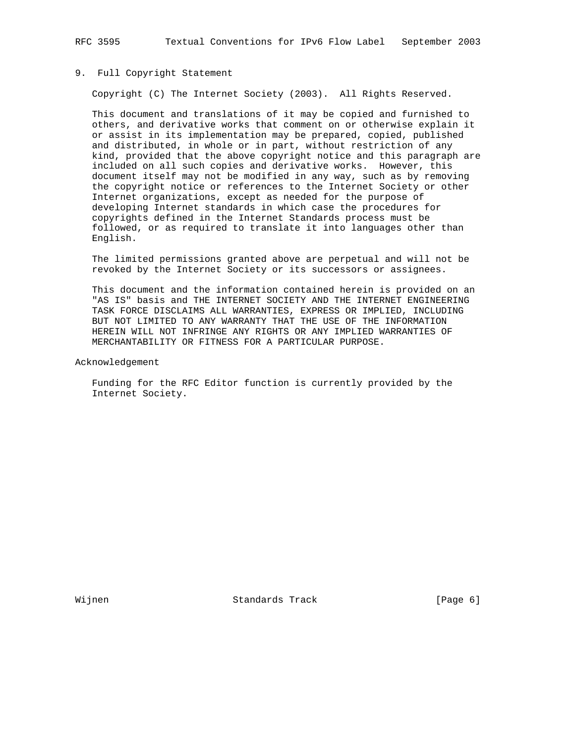## 9. Full Copyright Statement

Copyright (C) The Internet Society (2003). All Rights Reserved.

This document and translations of it may be copied and furnished to others, and derivative works that comment on or otherwise explain it or assist in its implementation may be prepared, copied, published and distributed, in whole or in part, without restriction of any kind, provided that the above copyright notice and this paragraph are included on all such copies and derivative works. However, this document itself may not be modified in any way, such as by removing the copyright notice or references to the Internet Society or other Internet organizations, except as needed for the purpose of developing Internet standards in which case the procedures for copyrights defined in the Internet Standards process must be followed, or as required to translate it into languages other than English.

The limited permissions granted above are perpetual and will not be revoked by the Internet Society or its successors or assignees.

This document and the information contained herein is provided on an "AS IS" basis and THE INTERNET SOCIETY AND THE INTERNET ENGINEERING TASK FORCE DISCLAIMS ALL WARRANTIES, EXPRESS OR IMPLIED, INCLUDING BUT NOT LIMITED TO ANY WARRANTY THAT THE USE OF THE INFORMATION HEREIN WILL NOT INFRINGE ANY RIGHTS OR ANY IMPLIED WARRANTIES OF MERCHANTABILITY OR FITNESS FOR A PARTICULAR PURPOSE.

## Acknowledgement

Funding for the RFC Editor function is currently provided by the Internet Society.